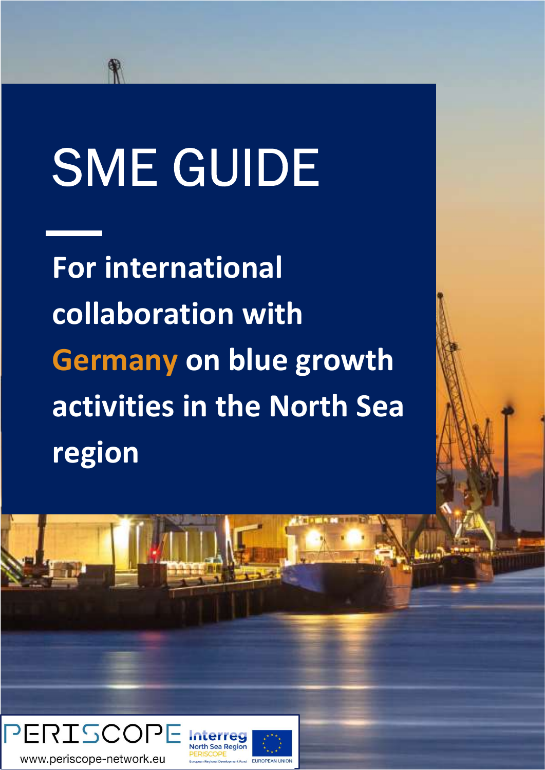# SME GUIDE

**For international collaboration with Germany on blue growth activities in the North Sea region**

PERISCOPE

www.periscope-network.eu

Interreg North Sea Region PERISCOPE

European Regional Development Fund

EUROPEAN UNION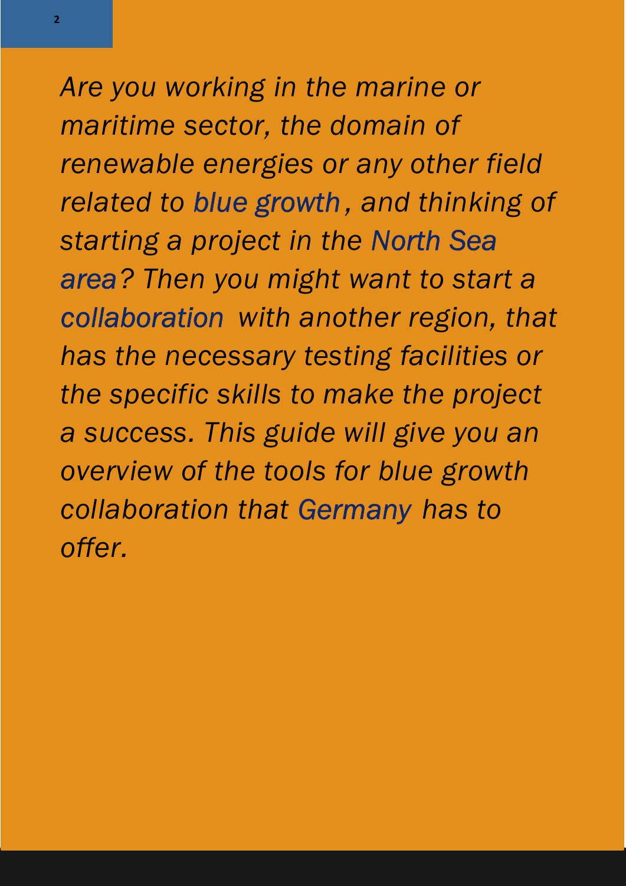*Are you working in the marine or maritime sector, the domain of renewable energies or any other field related to blue growth, and thinking of starting a project in the North Sea area? Then you might want to start a collaboration with another region, that has the necessary testing facilities or the specific skills to make the project a success. This guide will give you an overview of the tools for blue growth collaboration that Germany has to offer.*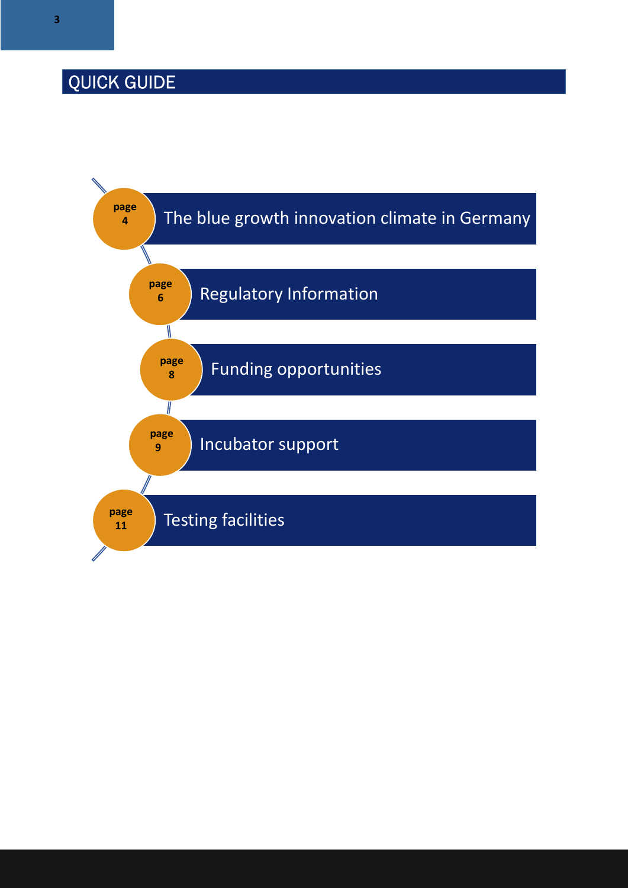# QUICK GUIDE

- page 4 — The blue growth innovation climate in Germany
- page 6 — Regulatory Information
- page 8 — Funding opportunities
- page 9 — Incubator support
- page 11 — Testing facilities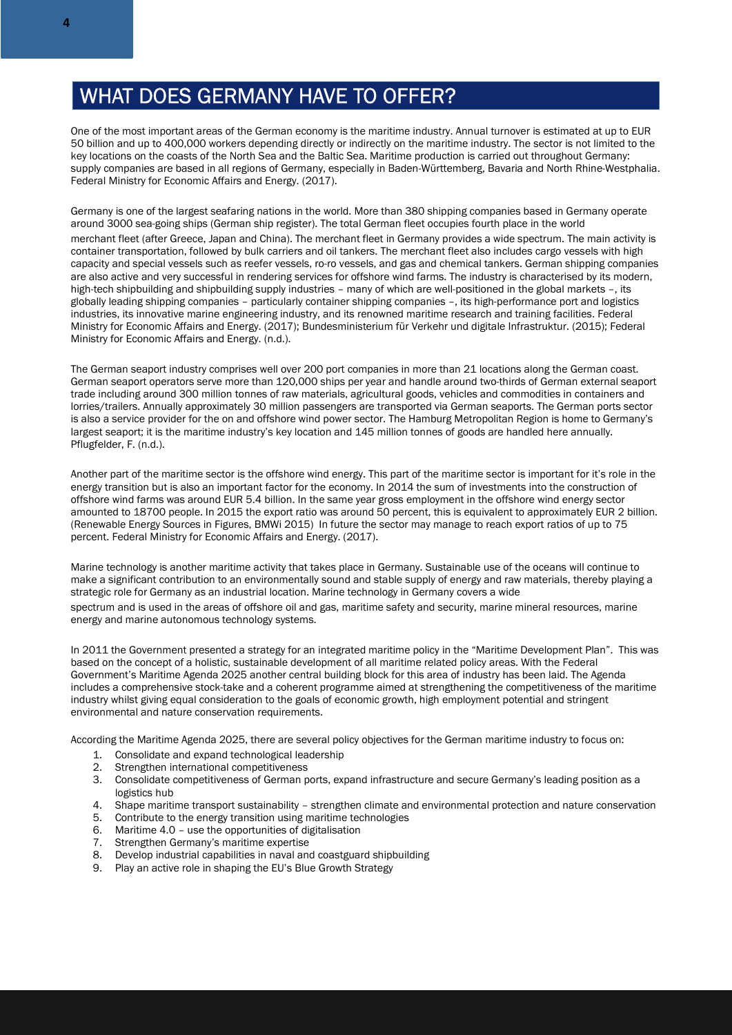# WHAT DOES GERMANY HAVE TO OFFER?

One of the most important areas of the German economy is the maritime industry. Annual turnover is estimated at up to EUR 50 billion and up to 400,000 workers depending directly or indirectly on the maritime industry. The sector is not limited to the key locations on the coasts of the North Sea and the Baltic Sea. Maritime production is carried out throughout Germany: supply companies are based in all regions of Germany, especially in Baden-Württemberg, Bavaria and North Rhine-Westphalia. Federal Ministry for Economic Affairs and Energy. (2017).

Germany is one of the largest seafaring nations in the world. More than 380 shipping companies based in Germany operate around 3000 sea-going ships (German ship register). The total German fleet occupies fourth place in the world merchant fleet (after Greece, Japan and China). The merchant fleet in Germany provides a wide spectrum. The main activity is container transportation, followed by bulk carriers and oil tankers. The merchant fleet also includes cargo vessels with high capacity and special vessels such as reefer vessels, ro-ro vessels, and gas and chemical tankers. German shipping companies are also active and very successful in rendering services for offshore wind farms. The industry is characterised by its modern, high-tech shipbuilding and shipbuilding supply industries – many of which are well-positioned in the global markets –, its globally leading shipping companies – particularly container shipping companies –, its high-performance port and logistics industries, its innovative marine engineering industry, and its renowned maritime research and training facilities. Federal Ministry for Economic Affairs and Energy. (2017); Bundesministerium für Verkehr und digitale Infrastruktur. (2015); Federal Ministry for Economic Affairs and Energy. (n.d.).

The German seaport industry comprises well over 200 port companies in more than 21 locations along the German coast. German seaport operators serve more than 120,000 ships per year and handle around two-thirds of German external seaport trade including around 300 million tonnes of raw materials, agricultural goods, vehicles and commodities in containers and lorries/trailers. Annually approximately 30 million passengers are transported via German seaports. The German ports sector is also a service provider for the on and offshore wind power sector. The Hamburg Metropolitan Region is home to Germany's largest seaport; it is the maritime industry's key location and 145 million tonnes of goods are handled here annually. Pflugfelder, F. (n.d.).

Another part of the maritime sector is the offshore wind energy. This part of the maritime sector is important for it's role in the energy transition but is also an important factor for the economy. In 2014 the sum of investments into the construction of offshore wind farms was around EUR 5.4 billion. In the same year gross employment in the offshore wind energy sector amounted to 18700 people. In 2015 the export ratio was around 50 percent, this is equivalent to approximately EUR 2 billion. (Renewable Energy Sources in Figures, BMWi 2015) In future the sector may manage to reach export ratios of up to 75 percent. Federal Ministry for Economic Affairs and Energy. (2017).

Marine technology is another maritime activity that takes place in Germany. Sustainable use of the oceans will continue to make a significant contribution to an environmentally sound and stable supply of energy and raw materials, thereby playing a strategic role for Germany as an industrial location. Marine technology in Germany covers a wide spectrum and is used in the areas of offshore oil and gas, maritime safety and security, marine mineral resources, marine energy and marine autonomous technology systems.

In 2011 the Government presented a strategy for an integrated maritime policy in the "Maritime Development Plan". This was based on the concept of a holistic, sustainable development of all maritime related policy areas. With the Federal Government's Maritime Agenda 2025 another central building block for this area of industry has been laid. The Agenda includes a comprehensive stock-take and a coherent programme aimed at strengthening the competitiveness of the maritime industry whilst giving equal consideration to the goals of economic growth, high employment potential and stringent environmental and nature conservation requirements.

According the Maritime Agenda 2025, there are several policy objectives for the German maritime industry to focus on:

1. Consolidate and expand technological leadership
2. Strengthen international competitiveness
3. Consolidate competitiveness of German ports, expand infrastructure and secure Germany's leading position as a logistics hub
4. Shape maritime transport sustainability – strengthen climate and environmental protection and nature conservation
5. Contribute to the energy transition using maritime technologies
6. Maritime 4.0 – use the opportunities of digitalisation
7. Strengthen Germany's maritime expertise
8. Develop industrial capabilities in naval and coastguard shipbuilding
9. Play an active role in shaping the EU's Blue Growth Strategy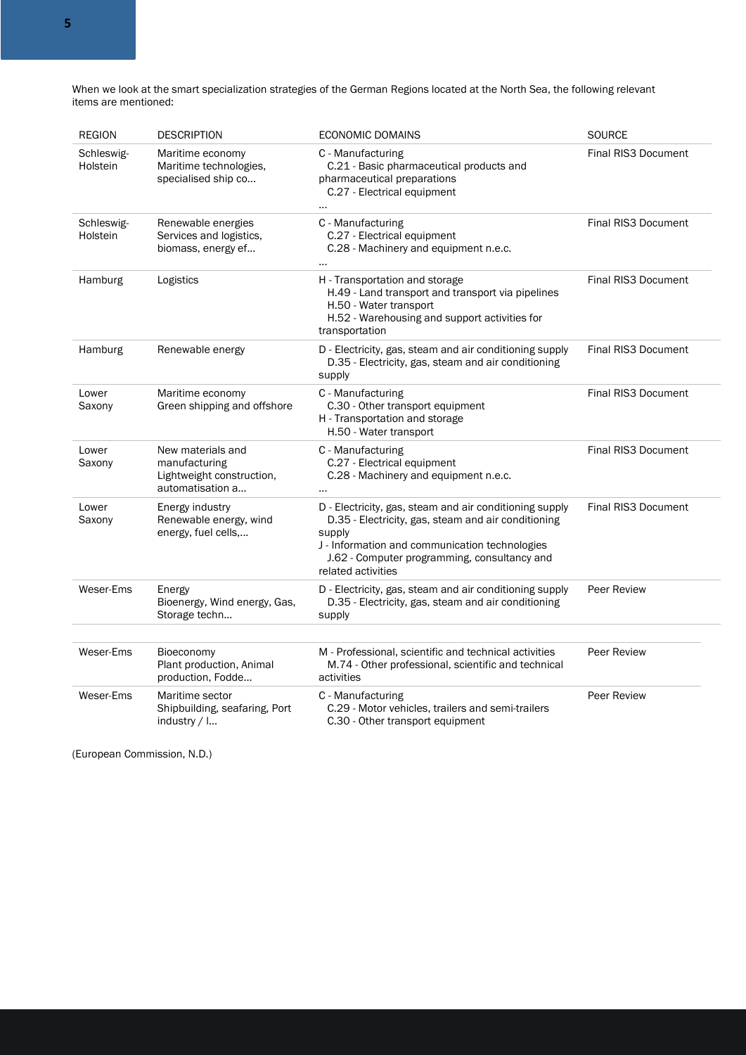When we look at the smart specialization strategies of the German Regions located at the North Sea, the following relevant items are mentioned:

| REGION | DESCRIPTION | ECONOMIC DOMAINS | SOURCE |
|---|---|---|---|
| Schleswig-Holstein | Maritime economy<br>Maritime technologies, specialised ship co... | C - Manufacturing<br>C.21 - Basic pharmaceutical products and pharmaceutical preparations<br>C.27 - Electrical equipment<br>... | Final RIS3 Document |
| Schleswig-Holstein | Renewable energies<br>Services and logistics, biomass, energy ef... | C - Manufacturing<br>C.27 - Electrical equipment<br>C.28 - Machinery and equipment n.e.c.<br>... | Final RIS3 Document |
| Hamburg | Logistics | H - Transportation and storage<br>H.49 - Land transport and transport via pipelines<br>H.50 - Water transport<br>H.52 - Warehousing and support activities for transportation | Final RIS3 Document |
| Hamburg | Renewable energy | D - Electricity, gas, steam and air conditioning supply<br>D.35 - Electricity, gas, steam and air conditioning supply | Final RIS3 Document |
| Lower Saxony | Maritime economy<br>Green shipping and offshore | C - Manufacturing<br>C.30 - Other transport equipment<br>H - Transportation and storage<br>H.50 - Water transport | Final RIS3 Document |
| Lower Saxony | New materials and manufacturing<br>Lightweight construction, automatisation a... | C - Manufacturing<br>C.27 - Electrical equipment<br>C.28 - Machinery and equipment n.e.c.<br>... | Final RIS3 Document |
| Lower Saxony | Energy industry<br>Renewable energy, wind energy, fuel cells,... | D - Electricity, gas, steam and air conditioning supply<br>D.35 - Electricity, gas, steam and air conditioning supply<br>J - Information and communication technologies<br>J.62 - Computer programming, consultancy and related activities | Final RIS3 Document |
| Weser-Ems | Energy<br>Bioenergy, Wind energy, Gas, Storage techn... | D - Electricity, gas, steam and air conditioning supply<br>D.35 - Electricity, gas, steam and air conditioning supply | Peer Review |
| Weser-Ems | Bioeconomy<br>Plant production, Animal production, Fodde... | M - Professional, scientific and technical activities<br>M.74 - Other professional, scientific and technical activities | Peer Review |
| Weser-Ems | Maritime sector<br>Shipbuilding, seafaring, Port industry / I... | C - Manufacturing<br>C.29 - Motor vehicles, trailers and semi-trailers<br>C.30 - Other transport equipment | Peer Review |

(European Commission, N.D.)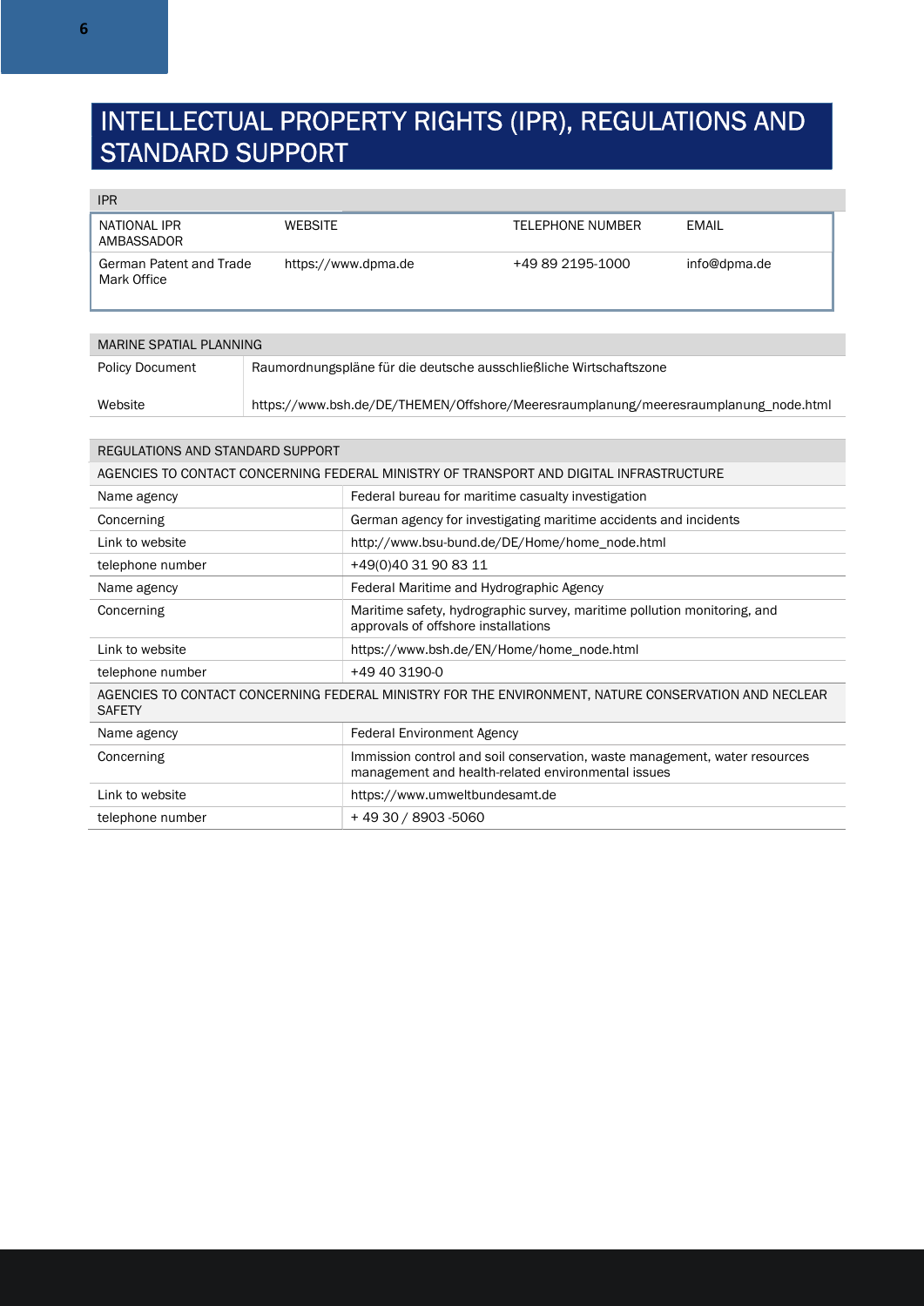# INTELLECTUAL PROPERTY RIGHTS (IPR), REGULATIONS AND STANDARD SUPPORT

| IPR | | | |
|---|---|---|---|
| NATIONAL IPR AMBASSADOR | WEBSITE | TELEPHONE NUMBER | EMAIL |
| German Patent and Trade Mark Office | https://www.dpma.de | +49 89 2195-1000 | info@dpma.de |

| MARINE SPATIAL PLANNING | |
|---|---|
| Policy Document | Raumordnungspläne für die deutsche ausschließliche Wirtschaftszone |
| Website | https://www.bsh.de/DE/THEMEN/Offshore/Meeresraumplanung/meeresraumplanung_node.html |

| REGULATIONS AND STANDARD SUPPORT | |
|---|---|
| AGENCIES TO CONTACT CONCERNING FEDERAL MINISTRY OF TRANSPORT AND DIGITAL INFRASTRUCTURE | |
| Name agency | Federal bureau for maritime casualty investigation |
| Concerning | German agency for investigating maritime accidents and incidents |
| Link to website | http://www.bsu-bund.de/DE/Home/home_node.html |
| telephone number | +49(0)40 31 90 83 11 |
| Name agency | Federal Maritime and Hydrographic Agency |
| Concerning | Maritime safety, hydrographic survey, maritime pollution monitoring, and approvals of offshore installations |
| Link to website | https://www.bsh.de/EN/Home/home_node.html |
| telephone number | +49 40 3190-0 |
| AGENCIES TO CONTACT CONCERNING FEDERAL MINISTRY FOR THE ENVIRONMENT, NATURE CONSERVATION AND NECLEAR SAFETY | |
| Name agency | Federal Environment Agency |
| Concerning | Immission control and soil conservation, waste management, water resources management and health-related environmental issues |
| Link to website | https://www.umweltbundesamt.de |
| telephone number | + 49 30 / 8903 -5060 |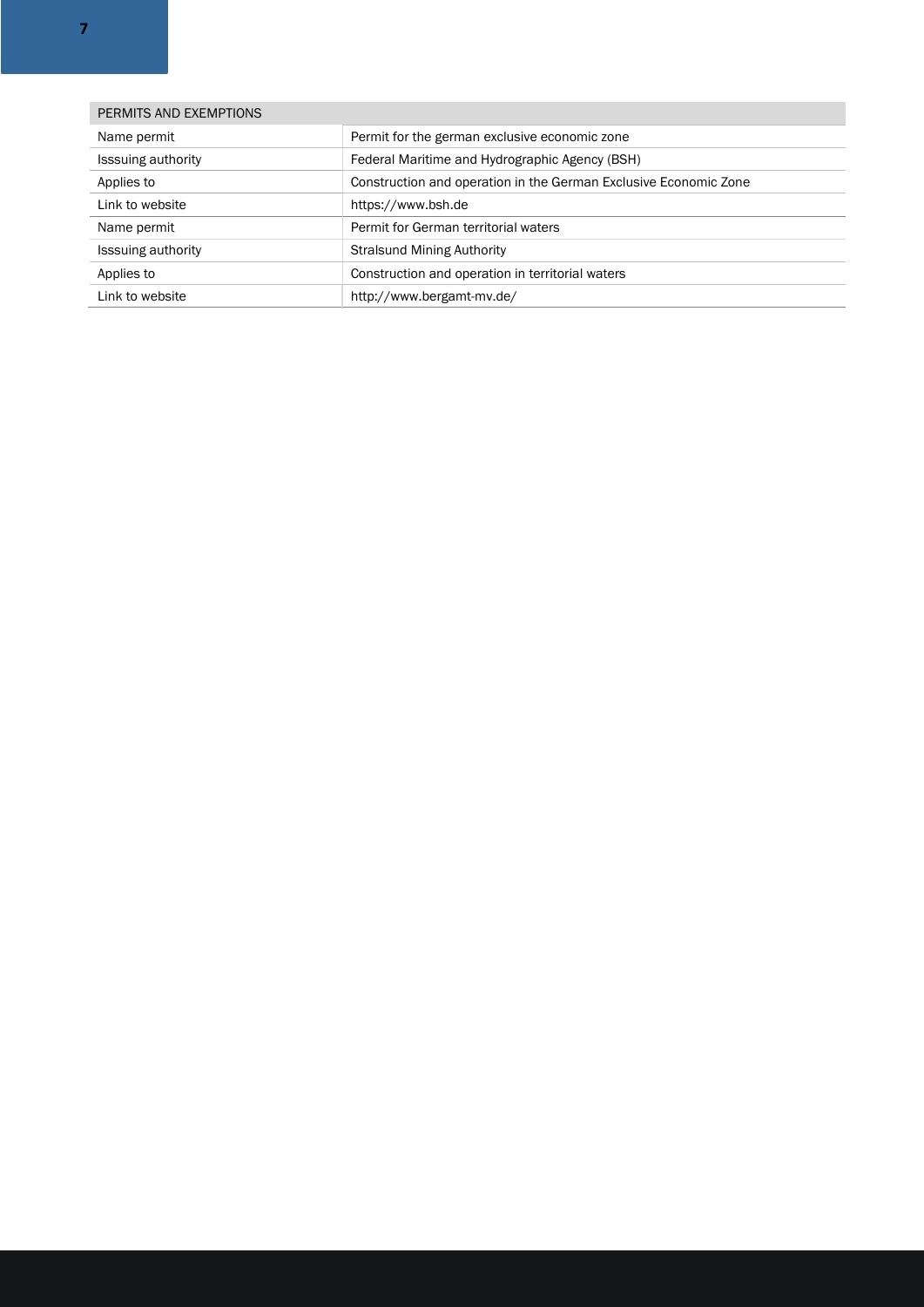| PERMITS AND EXEMPTIONS | |
|---|---|
| Name permit | Permit for the german exclusive economic zone |
| Isssuing authority | Federal Maritime and Hydrographic Agency (BSH) |
| Applies to | Construction and operation in the German Exclusive Economic Zone |
| Link to website | https://www.bsh.de |
| Name permit | Permit for German territorial waters |
| Isssuing authority | Stralsund Mining Authority |
| Applies to | Construction and operation in territorial waters |
| Link to website | http://www.bergamt-mv.de/ |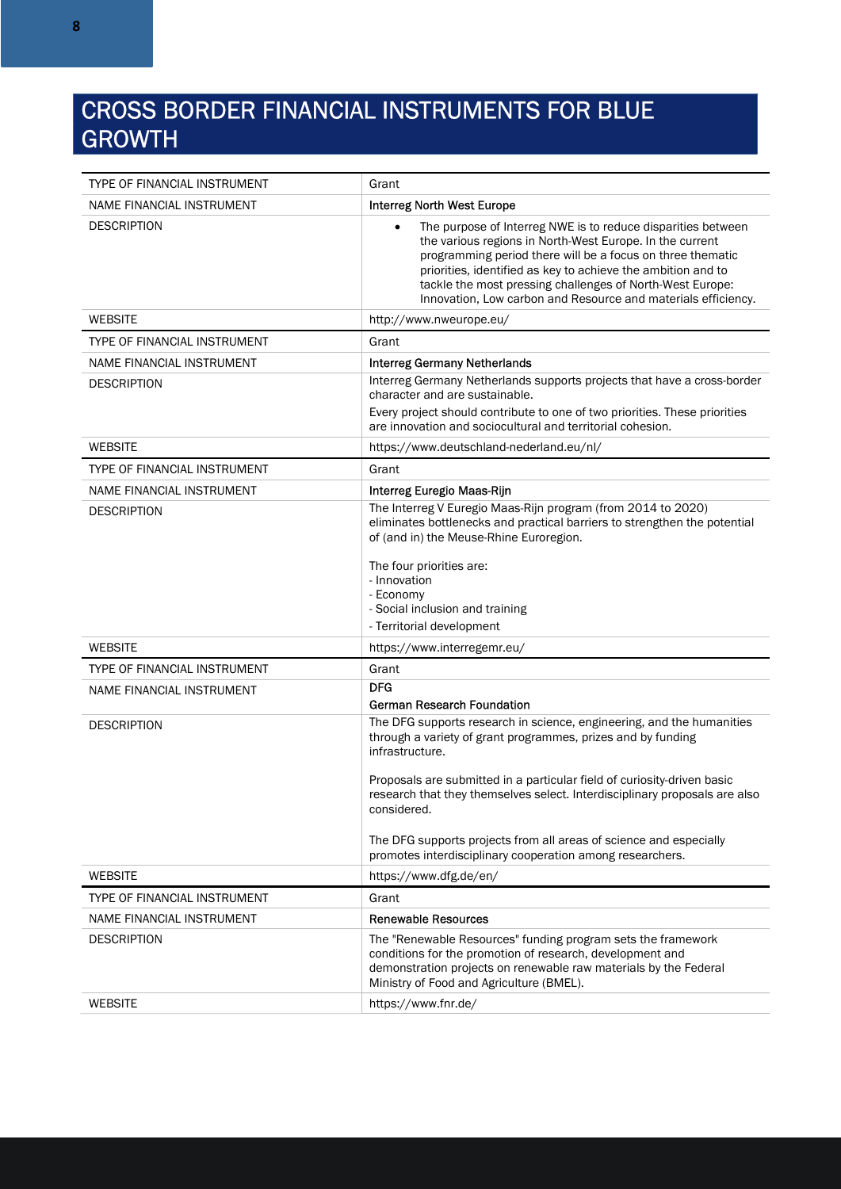# CROSS BORDER FINANCIAL INSTRUMENTS FOR BLUE GROWTH

| | |
|---|---|
| TYPE OF FINANCIAL INSTRUMENT | Grant |
| NAME FINANCIAL INSTRUMENT | Interreg North West Europe |
| DESCRIPTION | • The purpose of Interreg NWE is to reduce disparities between the various regions in North-West Europe. In the current programming period there will be a focus on three thematic priorities, identified as key to achieve the ambition and to tackle the most pressing challenges of North-West Europe: Innovation, Low carbon and Resource and materials efficiency. |
| WEBSITE | http://www.nweurope.eu/ |
| TYPE OF FINANCIAL INSTRUMENT | Grant |
| NAME FINANCIAL INSTRUMENT | Interreg Germany Netherlands |
| DESCRIPTION | Interreg Germany Netherlands supports projects that have a cross-border character and are sustainable.<br>Every project should contribute to one of two priorities. These priorities are innovation and sociocultural and territorial cohesion. |
| WEBSITE | https://www.deutschland-nederland.eu/nl/ |
| TYPE OF FINANCIAL INSTRUMENT | Grant |
| NAME FINANCIAL INSTRUMENT | Interreg Euregio Maas-Rijn |
| DESCRIPTION | The Interreg V Euregio Maas-Rijn program (from 2014 to 2020) eliminates bottlenecks and practical barriers to strengthen the potential of (and in) the Meuse-Rhine Euroregion.<br><br>The four priorities are:<br>- Innovation<br>- Economy<br>- Social inclusion and training<br>- Territorial development |
| WEBSITE | https://www.interregemr.eu/ |
| TYPE OF FINANCIAL INSTRUMENT | Grant |
| NAME FINANCIAL INSTRUMENT | DFG<br>German Research Foundation |
| DESCRIPTION | The DFG supports research in science, engineering, and the humanities through a variety of grant programmes, prizes and by funding infrastructure.<br><br>Proposals are submitted in a particular field of curiosity-driven basic research that they themselves select. Interdisciplinary proposals are also considered.<br><br>The DFG supports projects from all areas of science and especially promotes interdisciplinary cooperation among researchers. |
| WEBSITE | https://www.dfg.de/en/ |
| TYPE OF FINANCIAL INSTRUMENT | Grant |
| NAME FINANCIAL INSTRUMENT | Renewable Resources |
| DESCRIPTION | The "Renewable Resources" funding program sets the framework conditions for the promotion of research, development and demonstration projects on renewable raw materials by the Federal Ministry of Food and Agriculture (BMEL). |
| WEBSITE | https://www.fnr.de/ |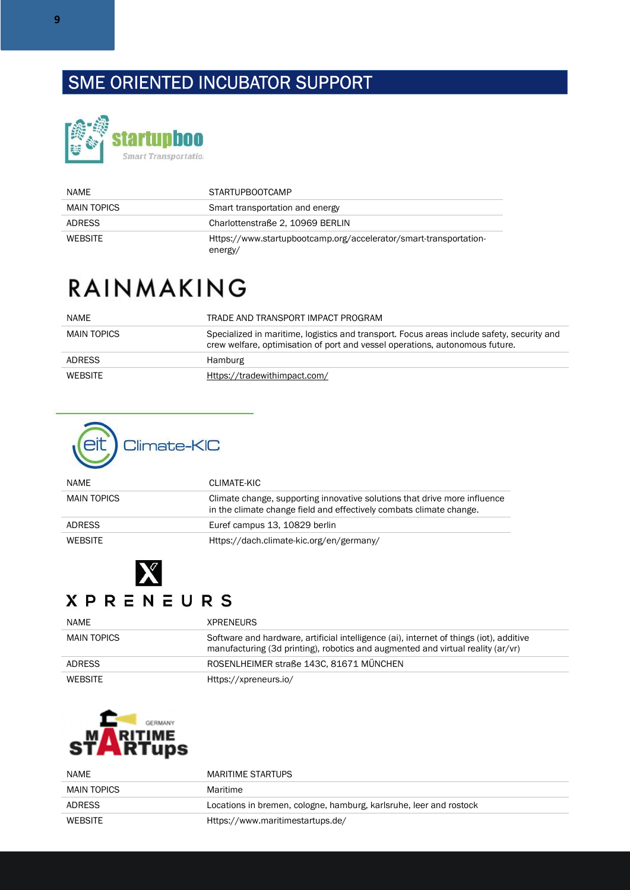# SME ORIENTED INCUBATOR SUPPORT

| NAME | STARTUPBOOTCAMP |
| --- | --- |
| MAIN TOPICS | Smart transportation and energy |
| ADRESS | Charlottenstraße 2, 10969 BERLIN |
| WEBSITE | Https://www.startupbootcamp.org/accelerator/smart-transportation-energy/ |

| NAME | TRADE AND TRANSPORT IMPACT PROGRAM |
| --- | --- |
| MAIN TOPICS | Specialized in maritime, logistics and transport. Focus areas include safety, security and crew welfare, optimisation of port and vessel operations, autonomous future. |
| ADRESS | Hamburg |
| WEBSITE | Https://tradewithimpact.com/ |

| NAME | CLIMATE-KIC |
| --- | --- |
| MAIN TOPICS | Climate change, supporting innovative solutions that drive more influence in the climate change field and effectively combats climate change. |
| ADRESS | Euref campus 13, 10829 berlin |
| WEBSITE | Https://dach.climate-kic.org/en/germany/ |

| NAME | XPRENEURS |
| --- | --- |
| MAIN TOPICS | Software and hardware, artificial intelligence (ai), internet of things (iot), additive manufacturing (3d printing), robotics and augmented and virtual reality (ar/vr) |
| ADRESS | ROSENLHEIMER straße 143C, 81671 MÜNCHEN |
| WEBSITE | Https://xpreneurs.io/ |

| NAME | MARITIME STARTUPS |
| --- | --- |
| MAIN TOPICS | Maritime |
| ADRESS | Locations in bremen, cologne, hamburg, karlsruhe, leer and rostock |
| WEBSITE | Https://www.maritimestartups.de/ |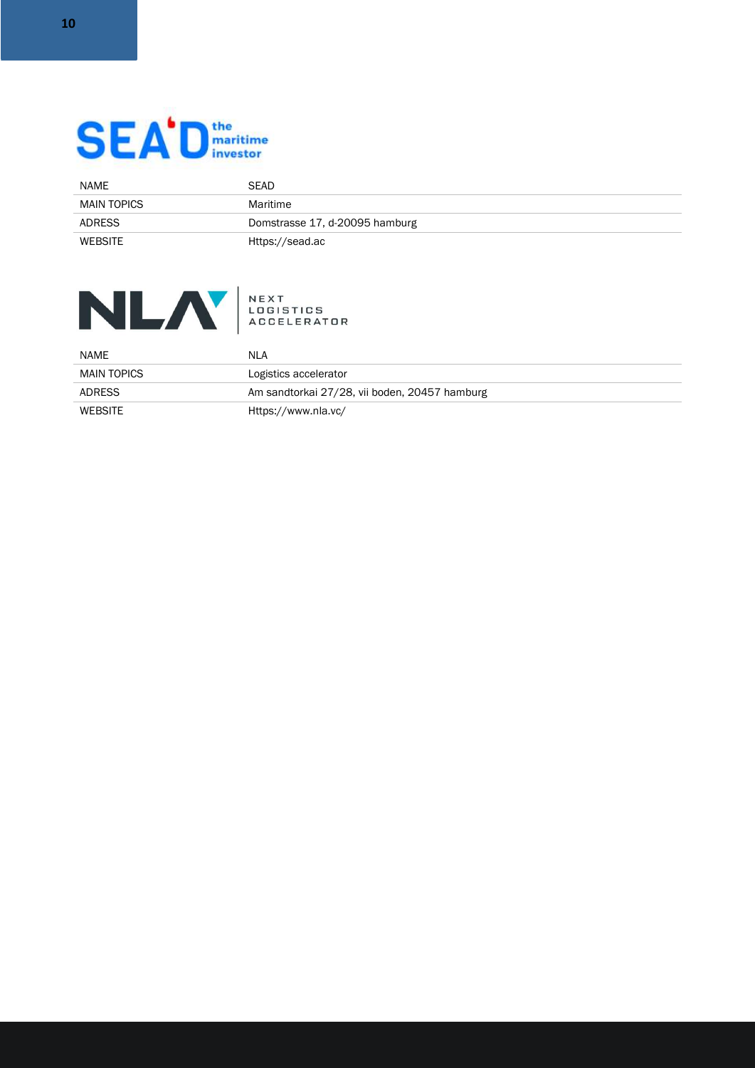| NAME | SEAD |
|---|---|
| MAIN TOPICS | Maritime |
| ADRESS | Domstrasse 17, d-20095 hamburg |
| WEBSITE | Https://sead.ac |

| NAME | NLA |
|---|---|
| MAIN TOPICS | Logistics accelerator |
| ADRESS | Am sandtorkai 27/28, vii boden, 20457 hamburg |
| WEBSITE | Https://www.nla.vc/ |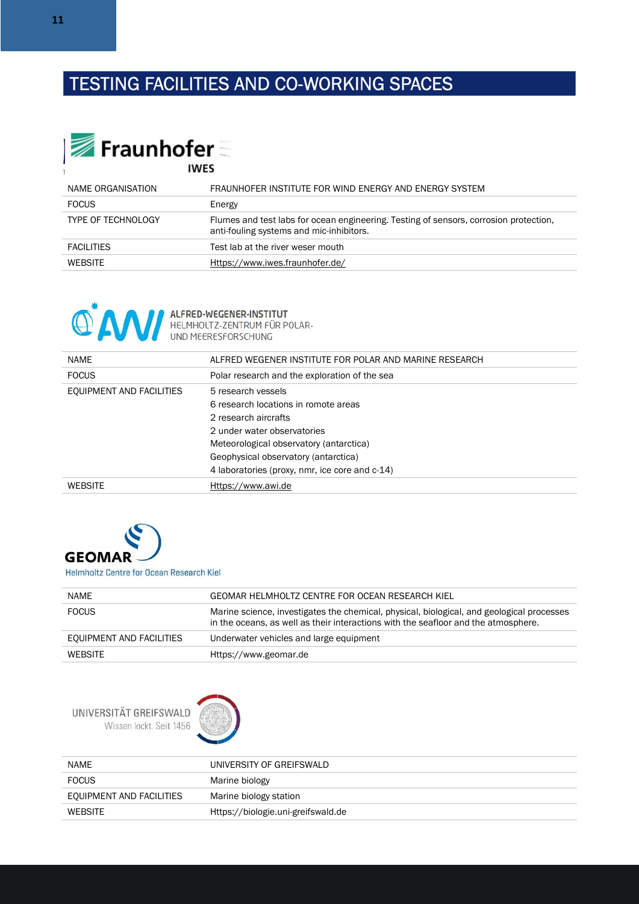# TESTING FACILITIES AND CO-WORKING SPACES

Fraunhofer IWES

| NAME ORGANISATION | FRAUNHOFER INSTITUTE FOR WIND ENERGY AND ENERGY SYSTEM |
|---|---|
| FOCUS | Energy |
| TYPE OF TECHNOLOGY | Flumes and test labs for ocean engineering. Testing of sensors, corrosion protection, anti-fouling systems and mic-inhibitors. |
| FACILITIES | Test lab at the river weser mouth |
| WEBSITE | Https://www.iwes.fraunhofer.de/ |

ALFRED-WEGENER-INSTITUT HELMHOLTZ-ZENTRUM FÜR POLAR- UND MEERESFORSCHUNG

| NAME | ALFRED WEGENER INSTITUTE FOR POLAR AND MARINE RESEARCH |
|---|---|
| FOCUS | Polar research and the exploration of the sea |
| EQUIPMENT AND FACILITIES | 5 research vessels<br>6 research locations in romote areas<br>2 research aircrafts<br>2 under water observatories<br>Meteorological observatory (antarctica)<br>Geophysical observatory (antarctica)<br>4 laboratories (proxy, nmr, ice core and c-14) |
| WEBSITE | Https://www.awi.de |

GEOMAR Helmholtz Centre for Ocean Research Kiel

| NAME | GEOMAR HELMHOLTZ CENTRE FOR OCEAN RESEARCH KIEL |
|---|---|
| FOCUS | Marine science, investigates the chemical, physical, biological, and geological processes in the oceans, as well as their interactions with the seafloor and the atmosphere. |
| EQUIPMENT AND FACILITIES | Underwater vehicles and large equipment |
| WEBSITE | Https://www.geomar.de |

UNIVERSITÄT GREIFSWALD Wissen lockt. Seit 1456

| NAME | UNIVERSITY OF GREIFSWALD |
|---|---|
| FOCUS | Marine biology |
| EQUIPMENT AND FACILITIES | Marine biology station |
| WEBSITE | Https://biologie.uni-greifswald.de |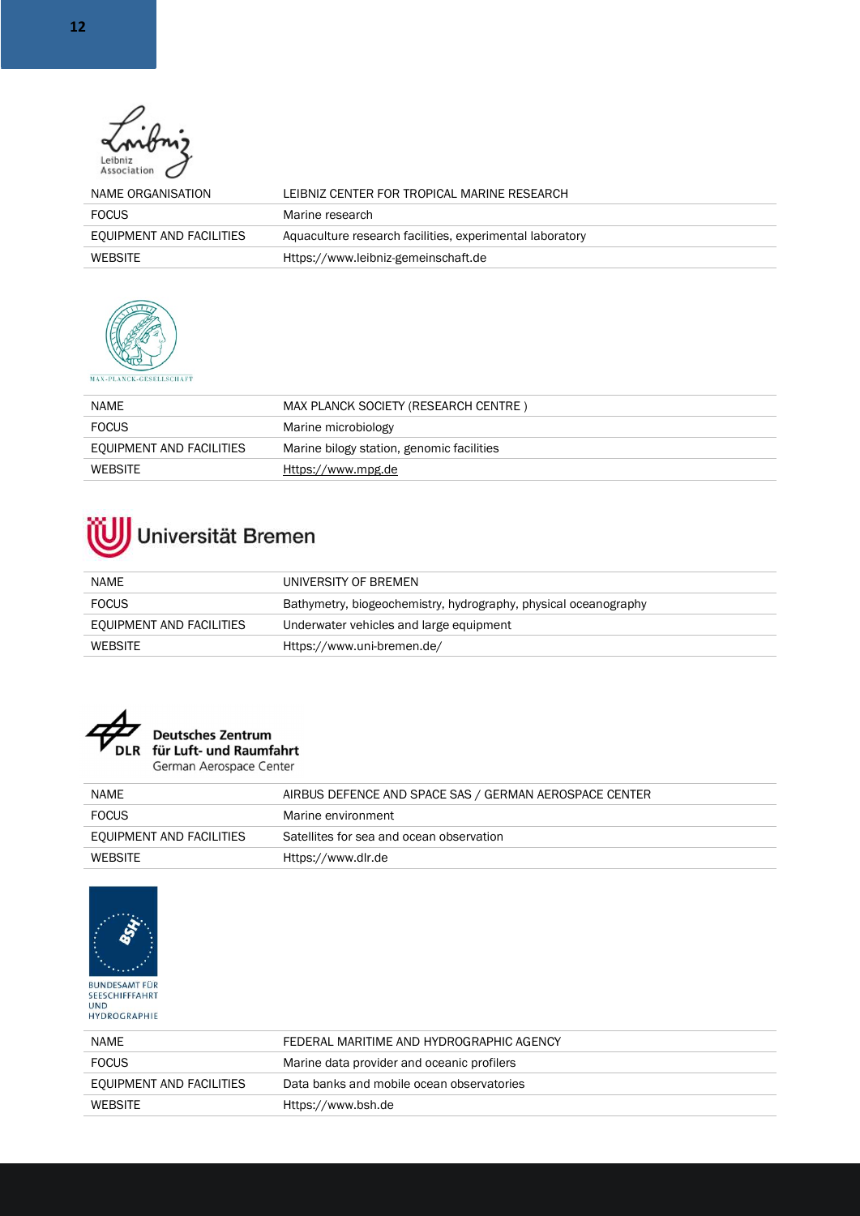| NAME ORGANISATION | LEIBNIZ CENTER FOR TROPICAL MARINE RESEARCH |
|---|---|
| FOCUS | Marine research |
| EQUIPMENT AND FACILITIES | Aquaculture research facilities, experimental laboratory |
| WEBSITE | Https://www.leibniz-gemeinschaft.de |

| NAME | MAX PLANCK SOCIETY (RESEARCH CENTRE ) |
|---|---|
| FOCUS | Marine microbiology |
| EQUIPMENT AND FACILITIES | Marine bilogy station, genomic facilities |
| WEBSITE | Https://www.mpg.de |

| NAME | UNIVERSITY OF BREMEN |
|---|---|
| FOCUS | Bathymetry, biogeochemistry, hydrography, physical oceanography |
| EQUIPMENT AND FACILITIES | Underwater vehicles and large equipment |
| WEBSITE | Https://www.uni-bremen.de/ |

| NAME | AIRBUS DEFENCE AND SPACE SAS / GERMAN AEROSPACE CENTER |
|---|---|
| FOCUS | Marine environment |
| EQUIPMENT AND FACILITIES | Satellites for sea and ocean observation |
| WEBSITE | Https://www.dlr.de |

| NAME | FEDERAL MARITIME AND HYDROGRAPHIC AGENCY |
|---|---|
| FOCUS | Marine data provider and oceanic profilers |
| EQUIPMENT AND FACILITIES | Data banks and mobile ocean observatories |
| WEBSITE | Https://www.bsh.de |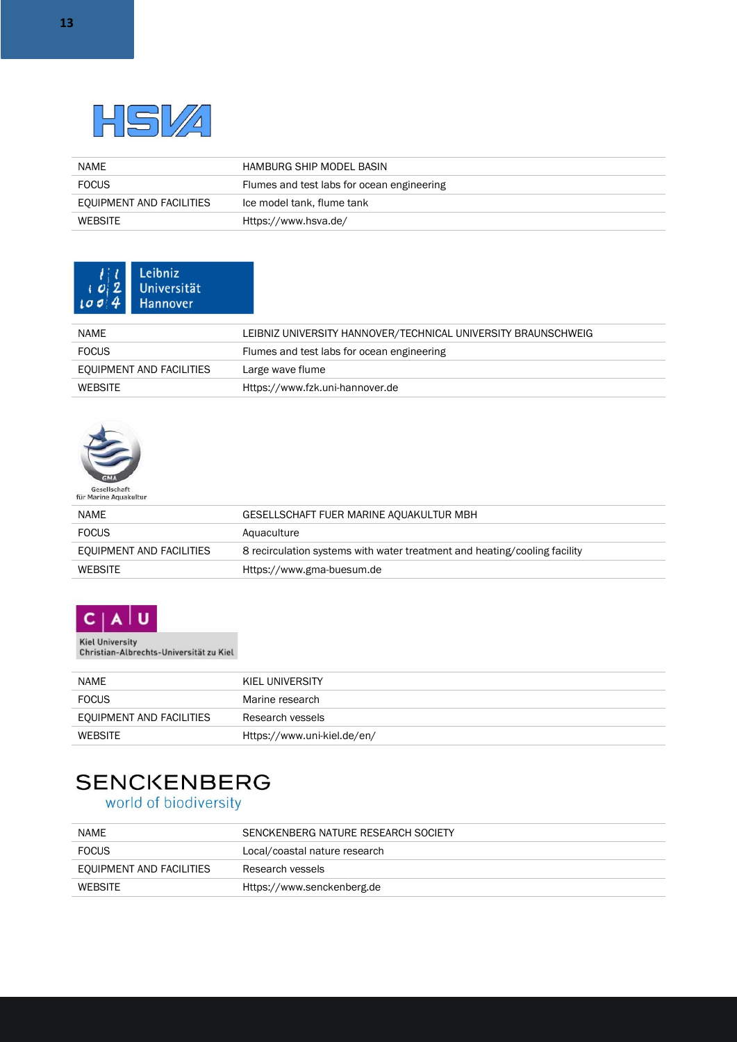HSVA

| NAME | HAMBURG SHIP MODEL BASIN |
| --- | --- |
| FOCUS | Flumes and test labs for ocean engineering |
| EQUIPMENT AND FACILITIES | Ice model tank, flume tank |
| WEBSITE | Https://www.hsva.de/ |

Leibniz Universität Hannover

| NAME | LEIBNIZ UNIVERSITY HANNOVER/TECHNICAL UNIVERSITY BRAUNSCHWEIG |
| --- | --- |
| FOCUS | Flumes and test labs for ocean engineering |
| EQUIPMENT AND FACILITIES | Large wave flume |
| WEBSITE | Https://www.fzk.uni-hannover.de |

GMA Gesellschaft für Marine Aquakultur

| NAME | GESELLSCHAFT FUER MARINE AQUAKULTUR MBH |
| --- | --- |
| FOCUS | Aquaculture |
| EQUIPMENT AND FACILITIES | 8 recirculation systems with water treatment and heating/cooling facility |
| WEBSITE | Https://www.gma-buesum.de |

C | A | U
Kiel University
Christian-Albrechts-Universität zu Kiel

| NAME | KIEL UNIVERSITY |
| --- | --- |
| FOCUS | Marine research |
| EQUIPMENT AND FACILITIES | Research vessels |
| WEBSITE | Https://www.uni-kiel.de/en/ |

SENCKENBERG
world of biodiversity

| NAME | SENCKENBERG NATURE RESEARCH SOCIETY |
| --- | --- |
| FOCUS | Local/coastal nature research |
| EQUIPMENT AND FACILITIES | Research vessels |
| WEBSITE | Https://www.senckenberg.de |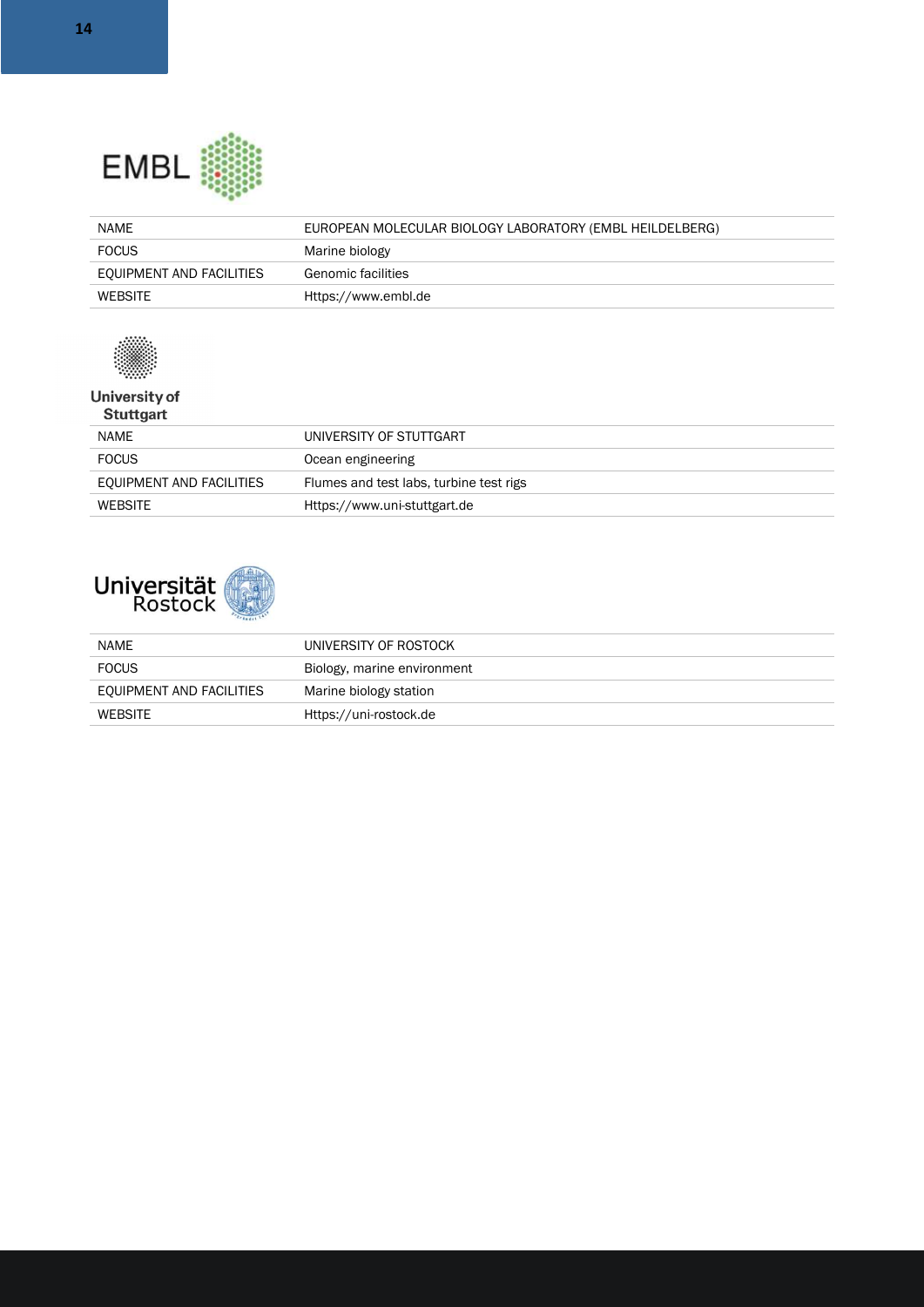| NAME | EUROPEAN MOLECULAR BIOLOGY LABORATORY (EMBL HEILDELBERG) |
|---|---|
| FOCUS | Marine biology |
| EQUIPMENT AND FACILITIES | Genomic facilities |
| WEBSITE | Https://www.embl.de |

| NAME | UNIVERSITY OF STUTTGART |
|---|---|
| FOCUS | Ocean engineering |
| EQUIPMENT AND FACILITIES | Flumes and test labs, turbine test rigs |
| WEBSITE | Https://www.uni-stuttgart.de |

| NAME | UNIVERSITY OF ROSTOCK |
|---|---|
| FOCUS | Biology, marine environment |
| EQUIPMENT AND FACILITIES | Marine biology station |
| WEBSITE | Https://uni-rostock.de |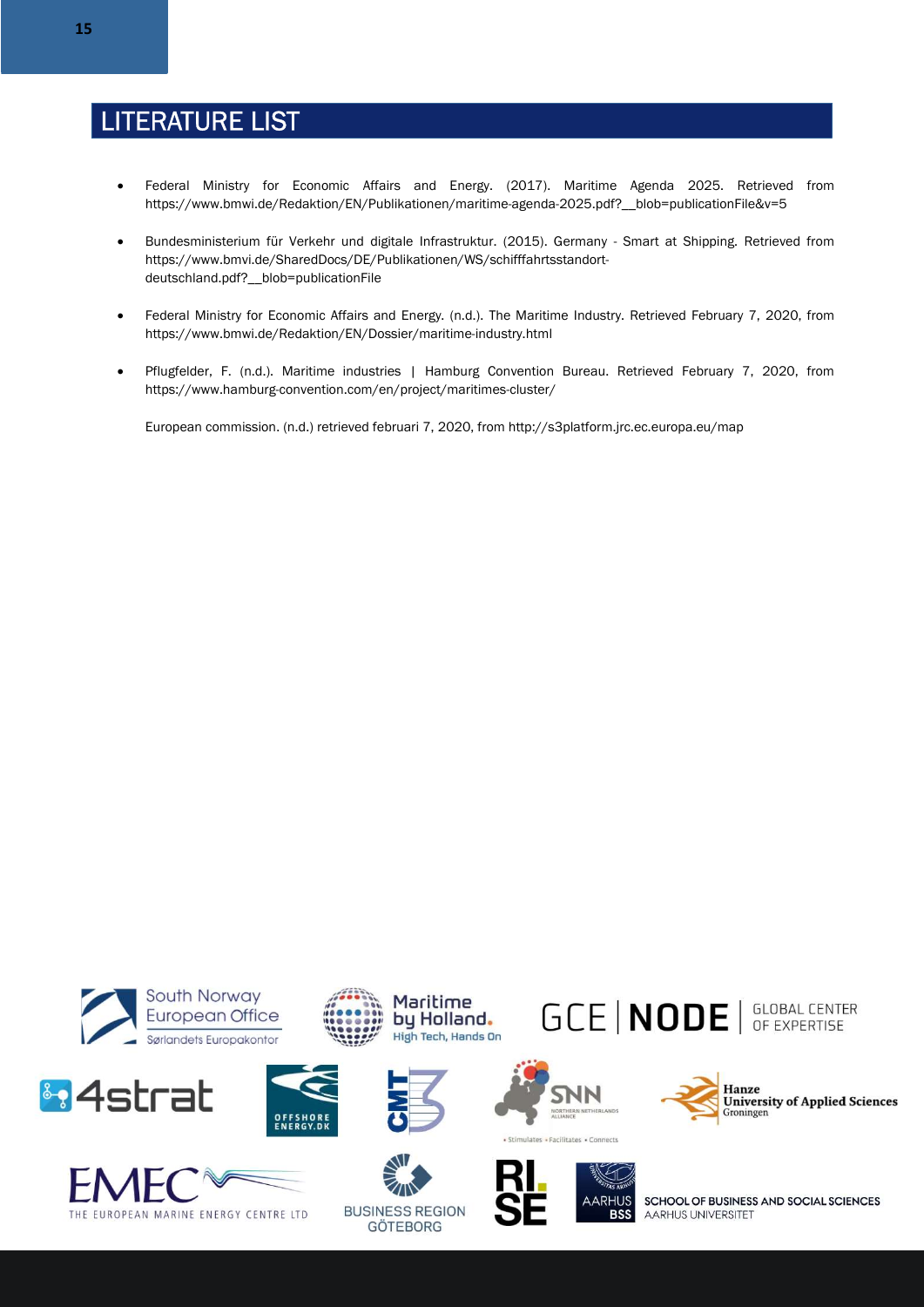# LITERATURE LIST

- Federal Ministry for Economic Affairs and Energy. (2017). Maritime Agenda 2025. Retrieved from https://www.bmwi.de/Redaktion/EN/Publikationen/maritime-agenda-2025.pdf?__blob=publicationFile&v=5

- Bundesministerium für Verkehr und digitale Infrastruktur. (2015). Germany - Smart at Shipping. Retrieved from https://www.bmvi.de/SharedDocs/DE/Publikationen/WS/schifffahrtsstandort-deutschland.pdf?__blob=publicationFile

- Federal Ministry for Economic Affairs and Energy. (n.d.). The Maritime Industry. Retrieved February 7, 2020, from https://www.bmwi.de/Redaktion/EN/Dossier/maritime-industry.html

- Pflugfelder, F. (n.d.). Maritime industries | Hamburg Convention Bureau. Retrieved February 7, 2020, from https://www.hamburg-convention.com/en/project/maritimes-cluster/

European commission. (n.d.) retrieved februari 7, 2020, from http://s3platform.jrc.ec.europa.eu/map